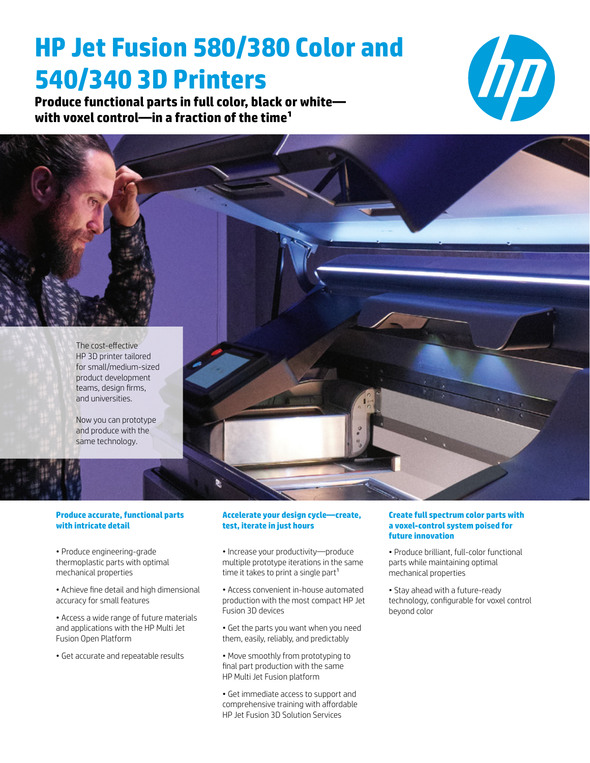# HP Jet Fusion 580/380 Color and 540/340 3D Printers

**Produce functional parts in full color, black or white—with voxel control—in a fraction of the time[1]**

The cost-effective HP 3D printer tailored for small/medium-sized product development teams, design firms, and universities.

Now you can prototype and produce with the same technology.

### Produce accurate, functional parts with intricate detail

- Produce engineering-grade thermoplastic parts with optimal mechanical properties
- Achieve fine detail and high dimensional accuracy for small features
- Access a wide range of future materials and applications with the HP Multi Jet Fusion Open Platform
- Get accurate and repeatable results

### Accelerate your design cycle—create, test, iterate in just hours

- Increase your productivity—produce multiple prototype iterations in the same time it takes to print a single part[1]
- Access convenient in-house automated production with the most compact HP Jet Fusion 3D devices
- Get the parts you want when you need them, easily, reliably, and predictably
- Move smoothly from prototyping to final part production with the same HP Multi Jet Fusion platform
- Get immediate access to support and comprehensive training with affordable HP Jet Fusion 3D Solution Services

### Create full spectrum color parts with a voxel-control system poised for future innovation

- Produce brilliant, full-color functional parts while maintaining optimal mechanical properties
- Stay ahead with a future-ready technology, configurable for voxel control beyond color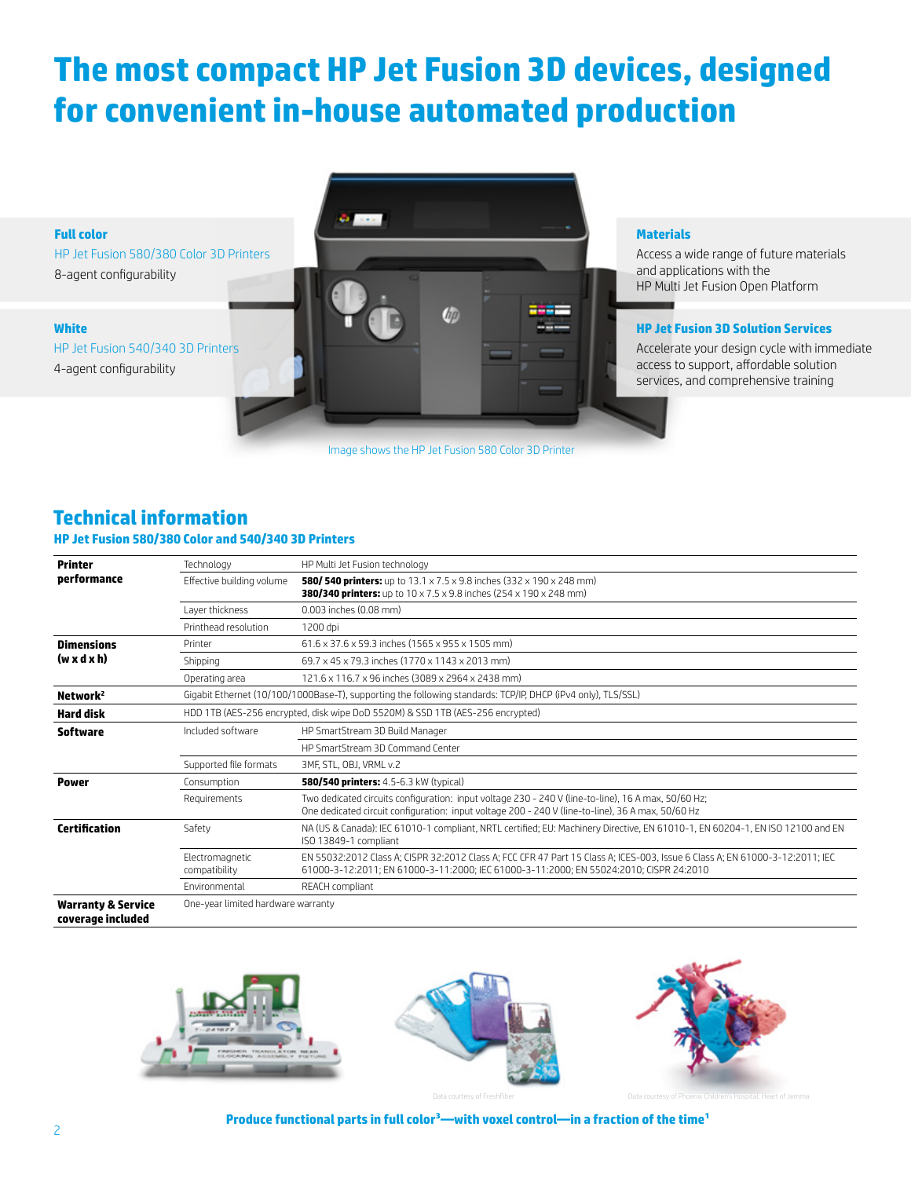# The most compact HP Jet Fusion 3D devices, designed for convenient in-house automated production

**Full color**

HP Jet Fusion 580/380 Color 3D Printers

8-agent configurability

**White**

HP Jet Fusion 540/340 3D Printers

4-agent configurability

**Materials**

Access a wide range of future materials and applications with the HP Multi Jet Fusion Open Platform

**HP Jet Fusion 3D Solution Services**

Accelerate your design cycle with immediate access to support, affordable solution services, and comprehensive training

Image shows the HP Jet Fusion 580 Color 3D Printer

## Technical information

### HP Jet Fusion 580/380 Color and 540/340 3D Printers

| | | |
|---|---|---|
| **Printer performance** | Technology | HP Multi Jet Fusion technology |
| | Effective building volume | **580/ 540 printers:** up to 13.1 x 7.5 x 9.8 inches (332 x 190 x 248 mm)<br>**380/340 printers:** up to 10 x 7.5 x 9.8 inches (254 x 190 x 248 mm) |
| | Layer thickness | 0.003 inches (0.08 mm) |
| | Printhead resolution | 1200 dpi |
| **Dimensions (w x d x h)** | Printer | 61.6 x 37.6 x 59.3 inches (1565 x 955 x 1505 mm) |
| | Shipping | 69.7 x 45 x 79.3 inches (1770 x 1143 x 2013 mm) |
| | Operating area | 121.6 x 116.7 x 96 inches (3089 x 2964 x 2438 mm) |
| **Network**[2] | Gigabit Ethernet (10/100/1000Base-T), supporting the following standards: TCP/IP, DHCP (iPv4 only), TLS/SSL | |
| **Hard disk** | HDD 1TB (AES-256 encrypted, disk wipe DoD 5520M) & SSD 1TB (AES-256 encrypted) | |
| **Software** | Included software | HP SmartStream 3D Build Manager |
| | | HP SmartStream 3D Command Center |
| | Supported file formats | 3MF, STL, OBJ, VRML v.2 |
| **Power** | Consumption | **580/540 printers:** 4.5-6.3 kW (typical) |
| | Requirements | Two dedicated circuits configuration: input voltage 230 - 240 V (line-to-line), 16 A max, 50/60 Hz;<br>One dedicated circuit configuration: input voltage 200 - 240 V (line-to-line), 36 A max, 50/60 Hz |
| **Certification** | Safety | NA (US & Canada): IEC 61010-1 compliant, NRTL certified; EU: Machinery Directive, EN 61010-1, EN 60204-1, EN ISO 12100 and EN ISO 13849-1 compliant |
| | Electromagnetic compatibility | EN 55032:2012 Class A; CISPR 32:2012 Class A; FCC CFR 47 Part 15 Class A; ICES-003, Issue 6 Class A; EN 61000-3-12:2011; IEC 61000-3-12:2011; EN 61000-3-11:2000; IEC 61000-3-11:2000; EN 55024:2010; CISPR 24:2010 |
| | Environmental | REACH compliant |
| **Warranty & Service coverage included** | One-year limited hardware warranty | |

Data courtesy of FreshFiber

Data courtesy of Phoenix Children's Hospital: Heart of Jemma

**Produce functional parts in full color[3]—with voxel control—in a fraction of the time[1]**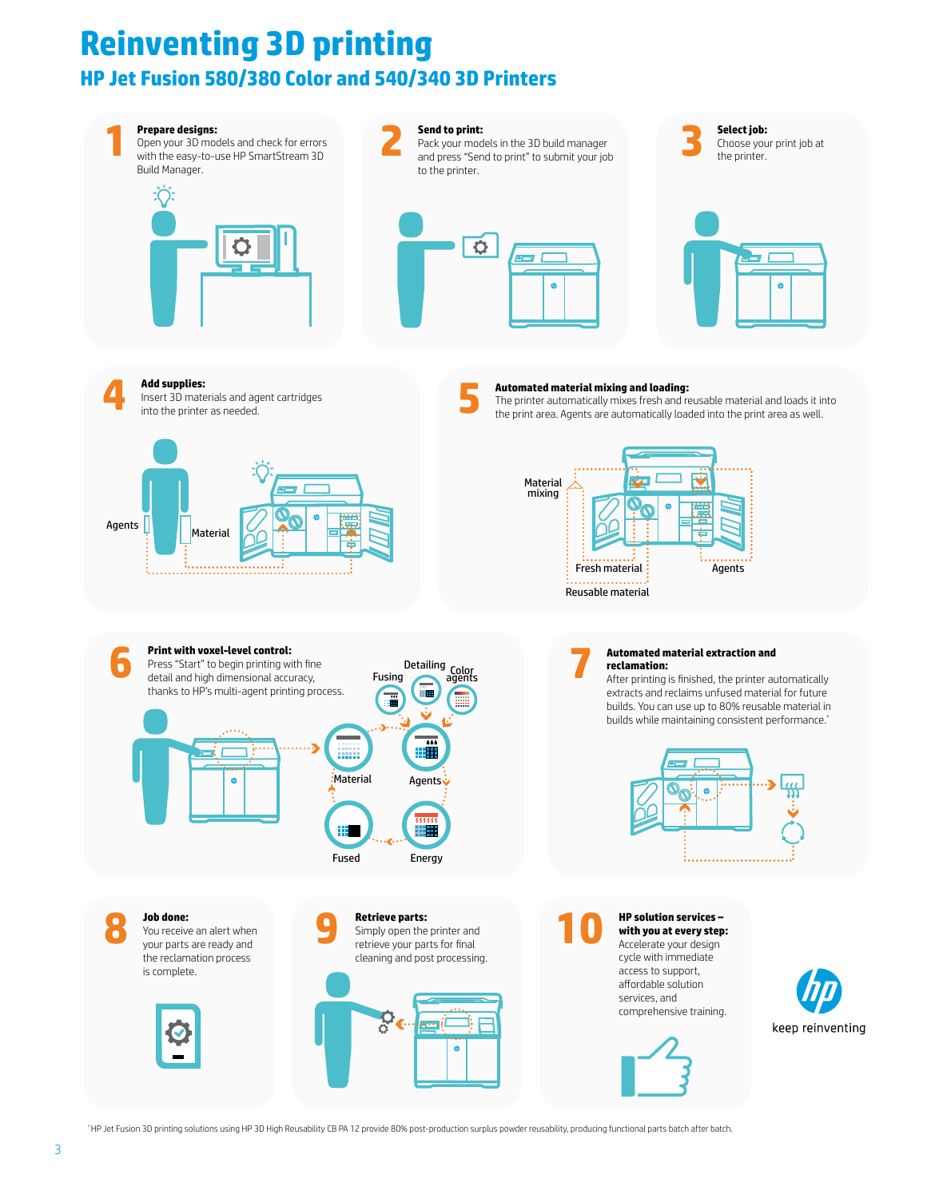# Reinventing 3D printing

## HP Jet Fusion 580/380 Color and 540/340 3D Printers

**1 Prepare designs:**
Open your 3D models and check for errors with the easy-to-use HP SmartStream 3D Build Manager.

**2 Send to print:**
Pack your models in the 3D build manager and press "Send to print" to submit your job to the printer.

**3 Select job:**
Choose your print job at the printer.

**4 Add supplies:**
Insert 3D materials and agent cartridges into the printer as needed.

Agents | Material

**5 Automated material mixing and loading:**
The printer automatically mixes fresh and reusable material and loads it into the print area. Agents are automatically loaded into the print area as well.

Material mixing | Fresh material | Agents | Reusable material

**6 Print with voxel-level control:**
Press "Start" to begin printing with fine detail and high dimensional accuracy, thanks to HP's multi-agent printing process.

Fusing | Detailing | Color agents | Material | Agents | Fused | Energy

**7 Automated material extraction and reclamation:**
After printing is finished, the printer automatically extracts and reclaims unfused material for future builds. You can use up to 80% reusable material in builds while maintaining consistent performance.*

**8 Job done:**
You receive an alert when your parts are ready and the reclamation process is complete.

**9 Retrieve parts:**
Simply open the printer and retrieve your parts for final cleaning and post processing.

**10 HP solution services – with you at every step:**
Accelerate your design cycle with immediate access to support, affordable solution services, and comprehensive training.

keep reinventing

*HP Jet Fusion 3D printing solutions using HP 3D High Reusability CB PA 12 provide 80% post-production surplus powder reusability, producing functional parts batch after batch.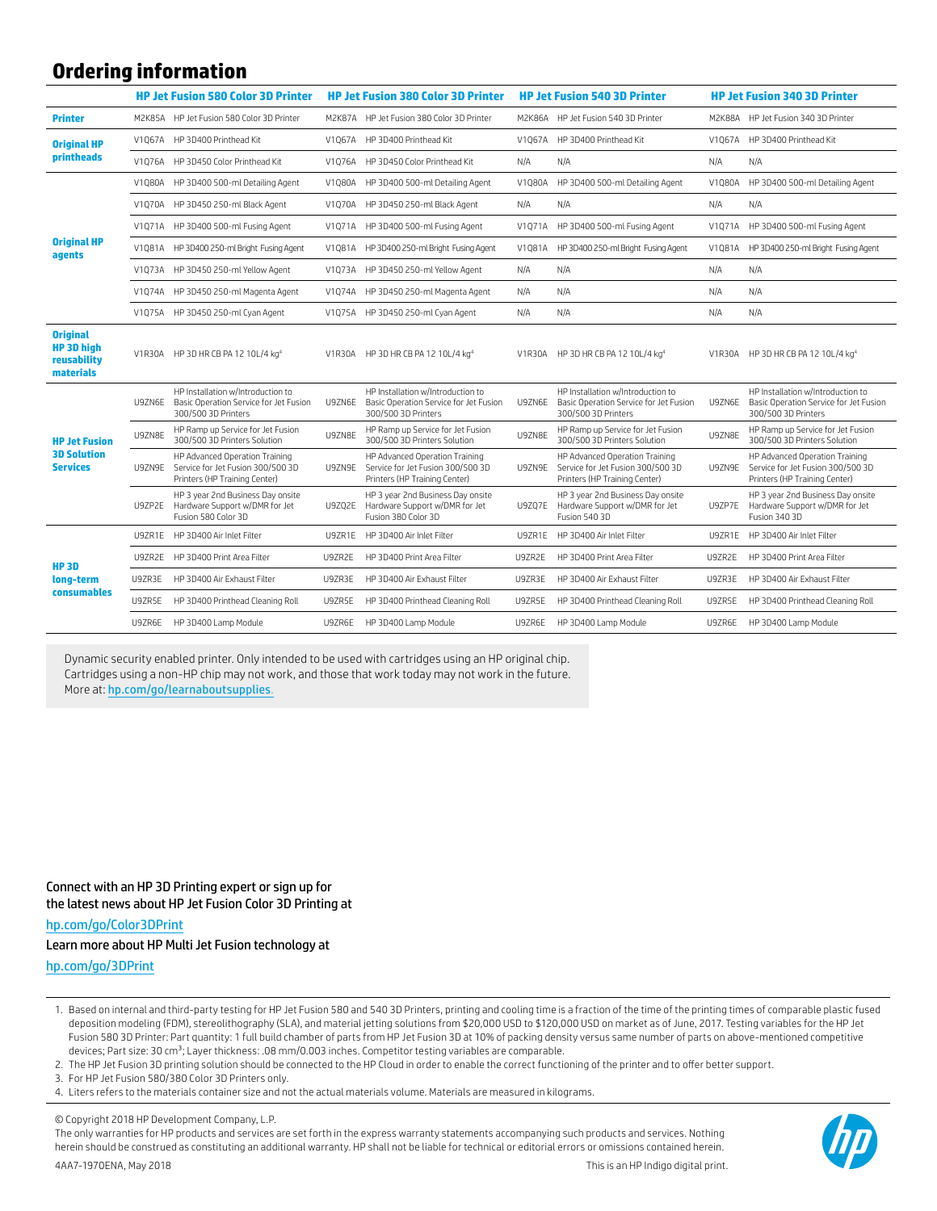## Ordering information

| | HP Jet Fusion 580 Color 3D Printer | | HP Jet Fusion 380 Color 3D Printer | | HP Jet Fusion 540 3D Printer | | HP Jet Fusion 340 3D Printer | |
|---|---|---|---|---|---|---|---|---|
| **Printer** | M2K85A | HP Jet Fusion 580 Color 3D Printer | M2K87A | HP Jet Fusion 380 Color 3D Printer | M2K86A | HP Jet Fusion 540 3D Printer | M2K88A | HP Jet Fusion 340 3D Printer |
| **Original HP printheads** | V1Q67A | HP 3D400 Printhead Kit | V1Q67A | HP 3D400 Printhead Kit | V1Q67A | HP 3D400 Printhead Kit | V1Q67A | HP 3D400 Printhead Kit |
| | V1Q76A | HP 3D450 Color Printhead Kit | V1Q76A | HP 3D450 Color Printhead Kit | N/A | N/A | N/A | N/A |
| **Original HP agents** | V1Q80A | HP 3D400 500-ml Detailing Agent | V1Q80A | HP 3D400 500-ml Detailing Agent | V1Q80A | HP 3D400 500-ml Detailing Agent | V1Q80A | HP 3D400 500-ml Detailing Agent |
| | V1Q70A | HP 3D450 250-ml Black Agent | V1Q70A | HP 3D450 250-ml Black Agent | N/A | N/A | N/A | N/A |
| | V1Q71A | HP 3D400 500-ml Fusing Agent | V1Q71A | HP 3D400 500-ml Fusing Agent | V1Q71A | HP 3D400 500-ml Fusing Agent | V1Q71A | HP 3D400 500-ml Fusing Agent |
| | V1Q81A | HP 3D400 250-ml Bright Fusing Agent | V1Q81A | HP 3D400 250-ml Bright Fusing Agent | V1Q81A | HP 3D400 250-ml Bright Fusing Agent | V1Q81A | HP 3D400 250-ml Bright Fusing Agent |
| | V1Q73A | HP 3D450 250-ml Yellow Agent | V1Q73A | HP 3D450 250-ml Yellow Agent | N/A | N/A | N/A | N/A |
| | V1Q74A | HP 3D450 250-ml Magenta Agent | V1Q74A | HP 3D450 250-ml Magenta Agent | N/A | N/A | N/A | N/A |
| | V1Q75A | HP 3D450 250-ml Cyan Agent | V1Q75A | HP 3D450 250-ml Cyan Agent | N/A | N/A | N/A | N/A |
| **Original HP 3D high reusability materials** | V1R30A | HP 3D HR CB PA 12 10L/4 kg[4] | V1R30A | HP 3D HR CB PA 12 10L/4 kg[4] | V1R30A | HP 3D HR CB PA 12 10L/4 kg[4] | V1R30A | HP 3D HR CB PA 12 10L/4 kg[4] |
| **HP Jet Fusion 3D Solution Services** | U9ZN6E | HP Installation w/Introduction to Basic Operation Service for Jet Fusion 300/500 3D Printers | U9ZN6E | HP Installation w/Introduction to Basic Operation Service for Jet Fusion 300/500 3D Printers | U9ZN6E | HP Installation w/Introduction to Basic Operation Service for Jet Fusion 300/500 3D Printers | U9ZN6E | HP Installation w/Introduction to Basic Operation Service for Jet Fusion 300/500 3D Printers |
| | U9ZN8E | HP Ramp up Service for Jet Fusion 300/500 3D Printers Solution | U9ZN8E | HP Ramp up Service for Jet Fusion 300/500 3D Printers Solution | U9ZN8E | HP Ramp up Service for Jet Fusion 300/500 3D Printers Solution | U9ZN8E | HP Ramp up Service for Jet Fusion 300/500 3D Printers Solution |
| | U9ZN9E | HP Advanced Operation Training Service for Jet Fusion 300/500 3D Printers (HP Training Center) | U9ZN9E | HP Advanced Operation Training Service for Jet Fusion 300/500 3D Printers (HP Training Center) | U9ZN9E | HP Advanced Operation Training Service for Jet Fusion 300/500 3D Printers (HP Training Center) | U9ZN9E | HP Advanced Operation Training Service for Jet Fusion 300/500 3D Printers (HP Training Center) |
| | U9ZP2E | HP 3 year 2nd Business Day onsite Hardware Support w/DMR for Jet Fusion 580 Color 3D | U9ZQ2E | HP 3 year 2nd Business Day onsite Hardware Support w/DMR for Jet Fusion 380 Color 3D | U9ZQ7E | HP 3 year 2nd Business Day onsite Hardware Support w/DMR for Jet Fusion 540 3D | U9ZP7E | HP 3 year 2nd Business Day onsite Hardware Support w/DMR for Jet Fusion 340 3D |
| **HP 3D long-term consumables** | U9ZR1E | HP 3D400 Air Inlet Filter | U9ZR1E | HP 3D400 Air Inlet Filter | U9ZR1E | HP 3D400 Air Inlet Filter | U9ZR1E | HP 3D400 Air Inlet Filter |
| | U9ZR2E | HP 3D400 Print Area Filter | U9ZR2E | HP 3D400 Print Area Filter | U9ZR2E | HP 3D400 Print Area Filter | U9ZR2E | HP 3D400 Print Area Filter |
| | U9ZR3E | HP 3D400 Air Exhaust Filter | U9ZR3E | HP 3D400 Air Exhaust Filter | U9ZR3E | HP 3D400 Air Exhaust Filter | U9ZR3E | HP 3D400 Air Exhaust Filter |
| | U9ZR5E | HP 3D400 Printhead Cleaning Roll | U9ZR5E | HP 3D400 Printhead Cleaning Roll | U9ZR5E | HP 3D400 Printhead Cleaning Roll | U9ZR5E | HP 3D400 Printhead Cleaning Roll |
| | U9ZR6E | HP 3D400 Lamp Module | U9ZR6E | HP 3D400 Lamp Module | U9ZR6E | HP 3D400 Lamp Module | U9ZR6E | HP 3D400 Lamp Module |

Dynamic security enabled printer. Only intended to be used with cartridges using an HP original chip. Cartridges using a non-HP chip may not work, and those that work today may not work in the future. More at: hp.com/go/learnaboutsupplies.

Connect with an HP 3D Printing expert or sign up for the latest news about HP Jet Fusion Color 3D Printing at

hp.com/go/Color3DPrint

Learn more about HP Multi Jet Fusion technology at

hp.com/go/3DPrint

1. Based on internal and third-party testing for HP Jet Fusion 580 and 540 3D Printers, printing and cooling time is a fraction of the time of the printing times of comparable plastic fused deposition modeling (FDM), stereolithography (SLA), and material jetting solutions from $20,000 USD to $120,000 USD on market as of June, 2017. Testing variables for the HP Jet Fusion 580 3D Printer: Part quantity: 1 full build chamber of parts from HP Jet Fusion 3D at 10% of packing density versus same number of parts on above-mentioned competitive devices; Part size: 30 $cm^3$; Layer thickness: .08 mm/0.003 inches. Competitor testing variables are comparable.
2. The HP Jet Fusion 3D printing solution should be connected to the HP Cloud in order to enable the correct functioning of the printer and to offer better support.
3. For HP Jet Fusion 580/380 Color 3D Printers only.
4. Liters refers to the materials container size and not the actual materials volume. Materials are measured in kilograms.

© Copyright 2018 HP Development Company, L.P.
The only warranties for HP products and services are set forth in the express warranty statements accompanying such products and services. Nothing herein should be construed as constituting an additional warranty. HP shall not be liable for technical or editorial errors or omissions contained herein.

4AA7-1970ENA, May 2018

This is an HP Indigo digital print.